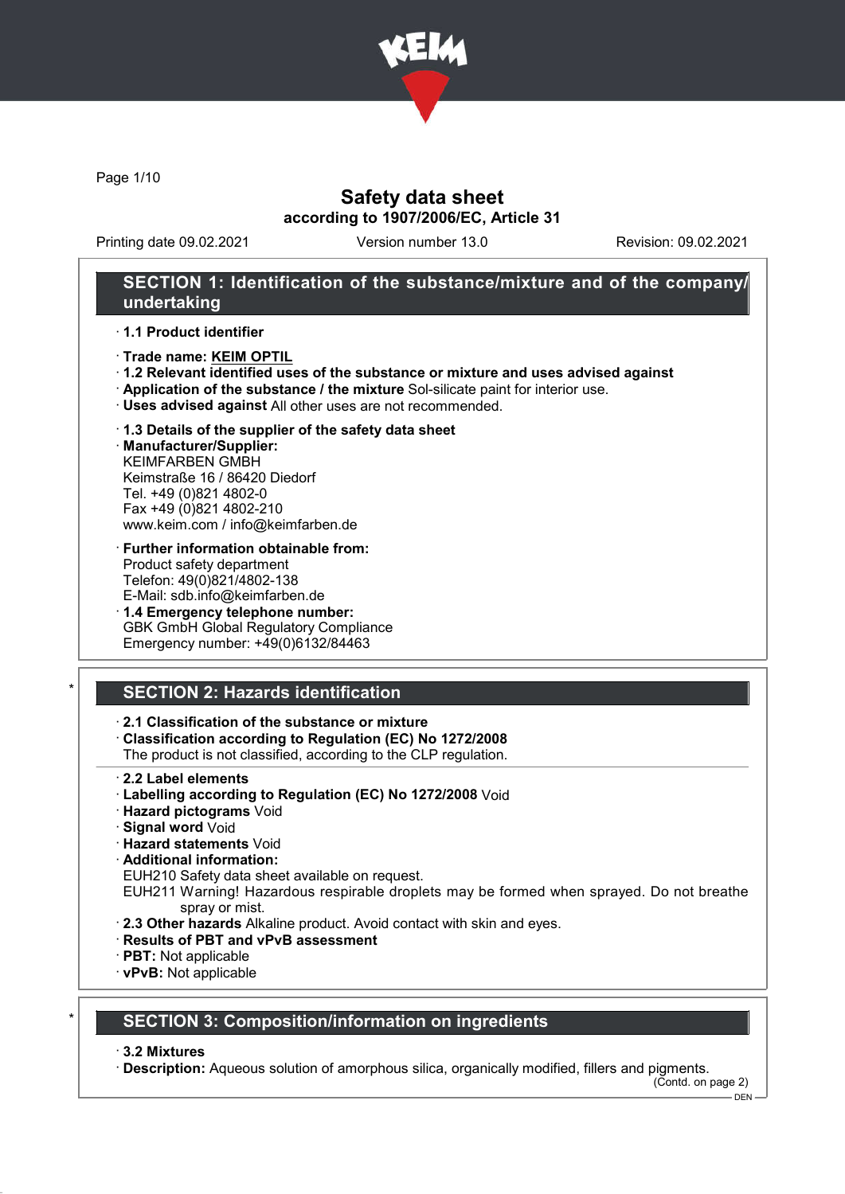# Safety data sheet

**according to 1907/2006/EC, Article 31**

Printing date 09.02.2021 | Version number 13.0 | Revision: 09.02.2021

## SECTION 1: Identification of the substance/mixture and of the company/undertaking

· **1.1 Product identifier**

· **Trade name: KEIM OPTIL**

· **1.2 Relevant identified uses of the substance or mixture and uses advised against**

· **Application of the substance / the mixture** Sol-silicate paint for interior use.

· **Uses advised against** All other uses are not recommended.

· **1.3 Details of the supplier of the safety data sheet**

· **Manufacturer/Supplier:**
KEIMFARBEN GMBH
Keimstraße 16 / 86420 Diedorf
Tel. +49 (0)821 4802-0
Fax +49 (0)821 4802-210
www.keim.com / info@keimfarben.de

· **Further information obtainable from:**
Product safety department
Telefon: 49(0)821/4802-138
E-Mail: sdb.info@keimfarben.de

· **1.4 Emergency telephone number:**
GBK GmbH Global Regulatory Compliance
Emergency number: +49(0)6132/84463

## * SECTION 2: Hazards identification

· **2.1 Classification of the substance or mixture**

· **Classification according to Regulation (EC) No 1272/2008**
The product is not classified, according to the CLP regulation.

· **2.2 Label elements**

· **Labelling according to Regulation (EC) No 1272/2008** Void

· **Hazard pictograms** Void

· **Signal word** Void

· **Hazard statements** Void

· **Additional information:**
EUH210 Safety data sheet available on request.
EUH211 Warning! Hazardous respirable droplets may be formed when sprayed. Do not breathe spray or mist.

· **2.3 Other hazards** Alkaline product. Avoid contact with skin and eyes.

· **Results of PBT and vPvB assessment**

· **PBT:** Not applicable

· **vPvB:** Not applicable

## * SECTION 3: Composition/information on ingredients

· **3.2 Mixtures**

· **Description:** Aqueous solution of amorphous silica, organically modified, fillers and pigments.

(Contd. on page 2)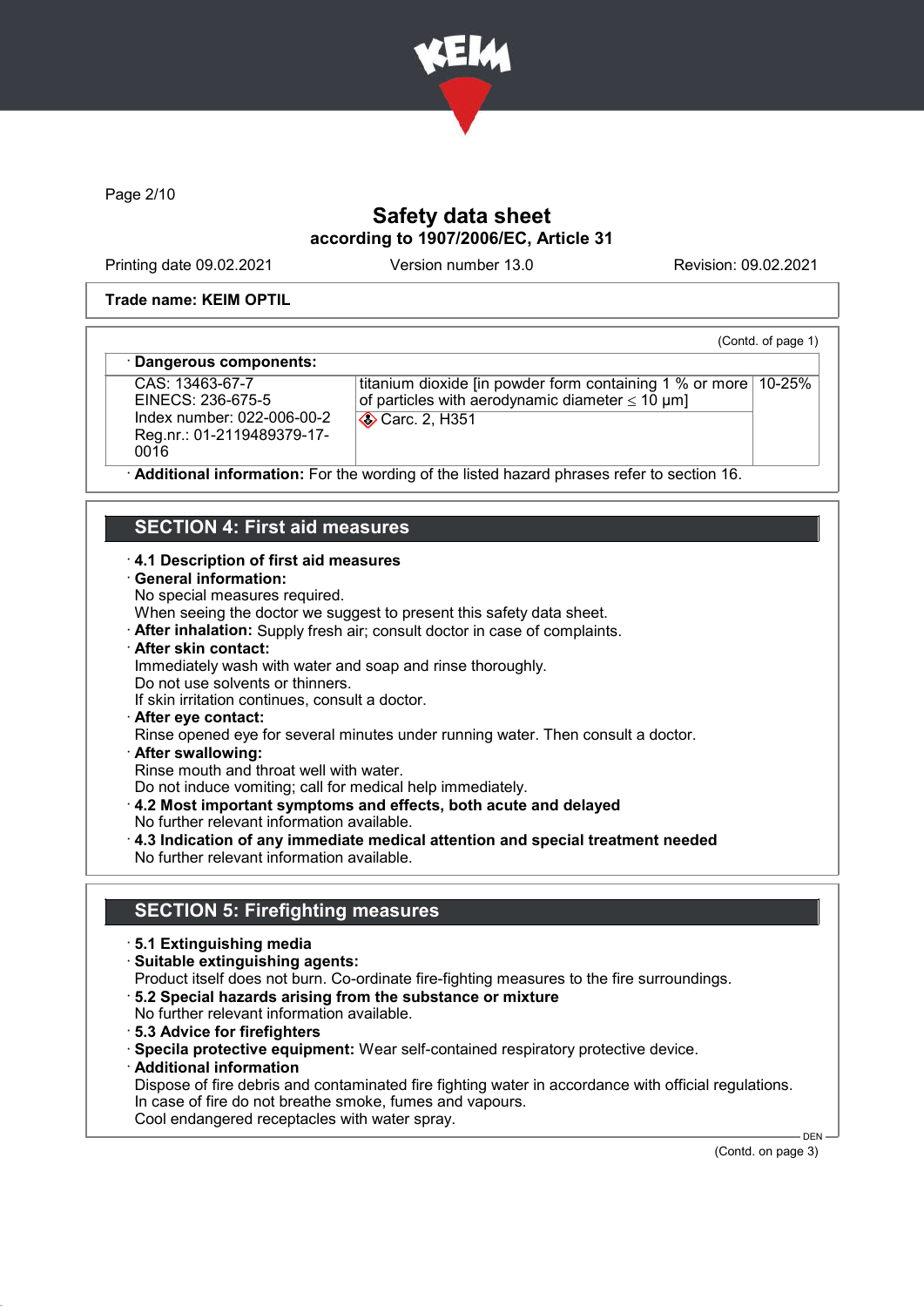Trade name: KEIM OPTIL

(Contd. of page 1)

· **Dangerous components:**

| | | |
|---|---|---|
| CAS: 13463-67-7<br>EINECS: 236-675-5<br>Index number: 022-006-00-2<br>Reg.nr.: 01-2119489379-17-0016 | titanium dioxide [in powder form containing 1 % or more of particles with aerodynamic diameter ≤ 10 μm]<br>Carc. 2, H351 | 10-25% |

· **Additional information:** For the wording of the listed hazard phrases refer to section 16.

## SECTION 4: First aid measures

· **4.1 Description of first aid measures**
· **General information:**
No special measures required.
When seeing the doctor we suggest to present this safety data sheet.
· **After inhalation:** Supply fresh air; consult doctor in case of complaints.
· **After skin contact:**
Immediately wash with water and soap and rinse thoroughly.
Do not use solvents or thinners.
If skin irritation continues, consult a doctor.
· **After eye contact:**
Rinse opened eye for several minutes under running water. Then consult a doctor.
· **After swallowing:**
Rinse mouth and throat well with water.
Do not induce vomiting; call for medical help immediately.
· **4.2 Most important symptoms and effects, both acute and delayed**
No further relevant information available.
· **4.3 Indication of any immediate medical attention and special treatment needed**
No further relevant information available.

## SECTION 5: Firefighting measures

· **5.1 Extinguishing media**
· **Suitable extinguishing agents:**
Product itself does not burn. Co-ordinate fire-fighting measures to the fire surroundings.
· **5.2 Special hazards arising from the substance or mixture**
No further relevant information available.
· **5.3 Advice for firefighters**
· **Specila protective equipment:** Wear self-contained respiratory protective device.
· **Additional information**
Dispose of fire debris and contaminated fire fighting water in accordance with official regulations.
In case of fire do not breathe smoke, fumes and vapours.
Cool endangered receptacles with water spray.

(Contd. on page 3)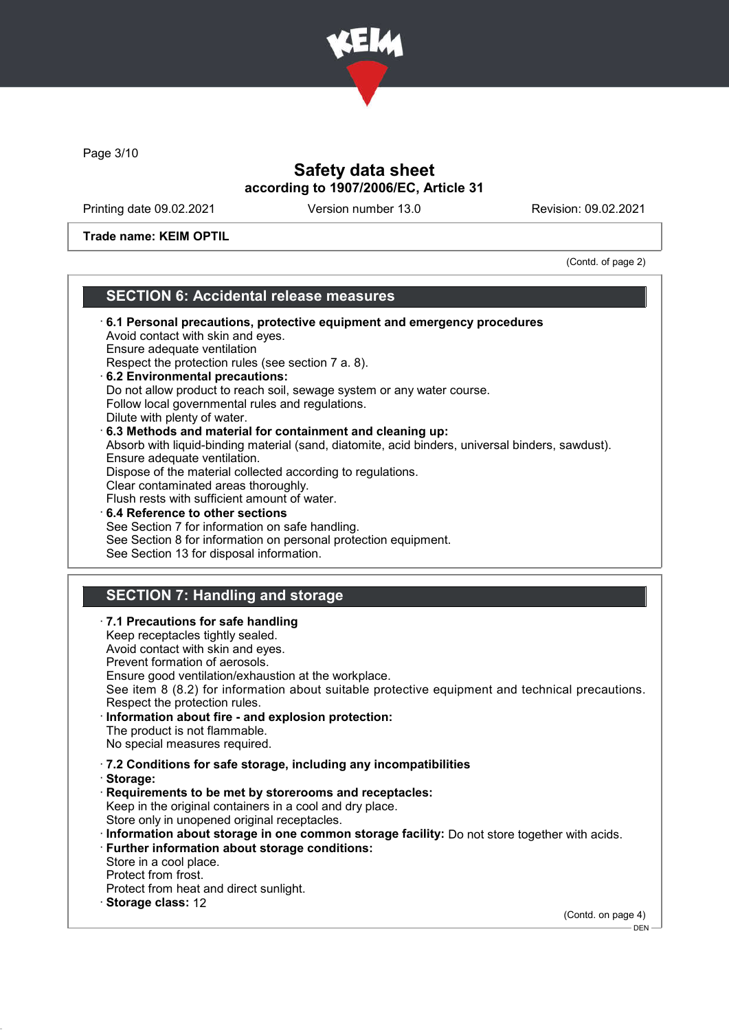Trade name: KEIM OPTIL

(Contd. of page 2)

## SECTION 6: Accidental release measures

· **6.1 Personal precautions, protective equipment and emergency procedures**
Avoid contact with skin and eyes.
Ensure adequate ventilation
Respect the protection rules (see section 7 a. 8).

· **6.2 Environmental precautions:**
Do not allow product to reach soil, sewage system or any water course.
Follow local governmental rules and regulations.
Dilute with plenty of water.

· **6.3 Methods and material for containment and cleaning up:**
Absorb with liquid-binding material (sand, diatomite, acid binders, universal binders, sawdust).
Ensure adequate ventilation.
Dispose of the material collected according to regulations.
Clear contaminated areas thoroughly.
Flush rests with sufficient amount of water.

· **6.4 Reference to other sections**
See Section 7 for information on safe handling.
See Section 8 for information on personal protection equipment.
See Section 13 for disposal information.

## SECTION 7: Handling and storage

· **7.1 Precautions for safe handling**
Keep receptacles tightly sealed.
Avoid contact with skin and eyes.
Prevent formation of aerosols.
Ensure good ventilation/exhaustion at the workplace.
See item 8 (8.2) for information about suitable protective equipment and technical precautions.
Respect the protection rules.

· **Information about fire - and explosion protection:**
The product is not flammable.
No special measures required.

· **7.2 Conditions for safe storage, including any incompatibilities**

· **Storage:**

· **Requirements to be met by storerooms and receptacles:**
Keep in the original containers in a cool and dry place.
Store only in unopened original receptacles.

· **Information about storage in one common storage facility:** Do not store together with acids.

· **Further information about storage conditions:**
Store in a cool place.
Protect from frost.
Protect from heat and direct sunlight.

· **Storage class:** 12

(Contd. on page 4)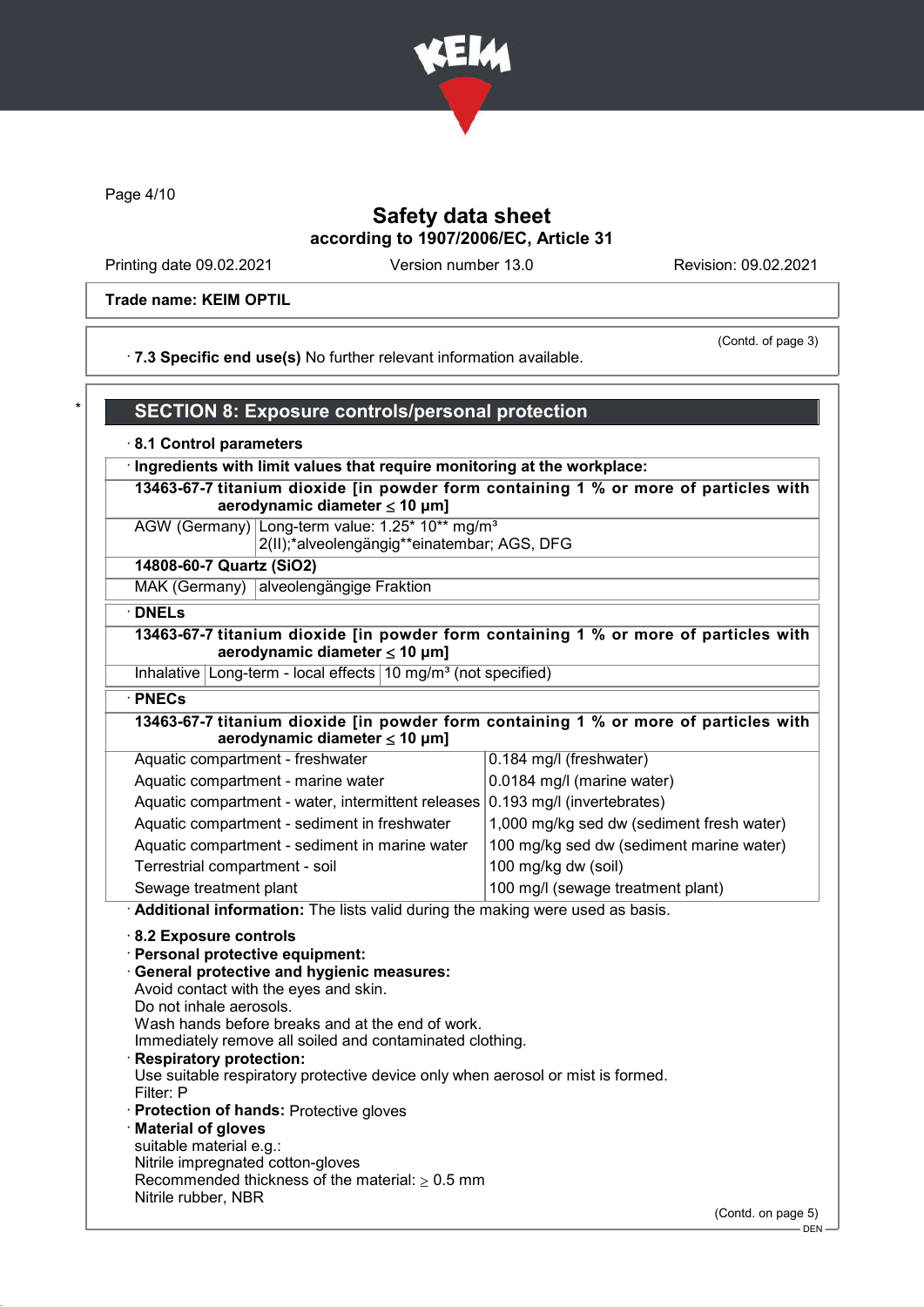Safety data sheet
according to 1907/2006/EC, Article 31

Printing date 09.02.2021 | Version number 13.0 | Revision: 09.02.2021

**Trade name: KEIM OPTIL**

(Contd. of page 3)

· **7.3 Specific end use(s)** No further relevant information available.

## SECTION 8: Exposure controls/personal protection

· **8.1 Control parameters**

· **Ingredients with limit values that require monitoring at the workplace:**

| **13463-67-7 titanium dioxide [in powder form containing 1 % or more of particles with aerodynamic diameter ≤ 10 μm]** | |
|---|---|
| AGW (Germany) | Long-term value: 1.25* 10** mg/m³ 2(II);*alveolengängig**einatembar; AGS, DFG |
| **14808-60-7 Quartz ($SiO_2$)** | |
| MAK (Germany) | alveolengängige Fraktion |

· **DNELs**

| **13463-67-7 titanium dioxide [in powder form containing 1 % or more of particles with aerodynamic diameter ≤ 10 μm]** | | |
|---|---|---|
| Inhalative | Long-term - local effects | 10 mg/m³ (not specified) |

· **PNECs**

| **13463-67-7 titanium dioxide [in powder form containing 1 % or more of particles with aerodynamic diameter ≤ 10 μm]** | |
|---|---|
| Aquatic compartment - freshwater | 0.184 mg/l (freshwater) |
| Aquatic compartment - marine water | 0.0184 mg/l (marine water) |
| Aquatic compartment - water, intermittent releases | 0.193 mg/l (invertebrates) |
| Aquatic compartment - sediment in freshwater | 1,000 mg/kg sed dw (sediment fresh water) |
| Aquatic compartment - sediment in marine water | 100 mg/kg sed dw (sediment marine water) |
| Terrestrial compartment - soil | 100 mg/kg dw (soil) |
| Sewage treatment plant | 100 mg/l (sewage treatment plant) |

· **Additional information:** The lists valid during the making were used as basis.

· **8.2 Exposure controls**
· **Personal protective equipment:**
· **General protective and hygienic measures:**
Avoid contact with the eyes and skin.
Do not inhale aerosols.
Wash hands before breaks and at the end of work.
Immediately remove all soiled and contaminated clothing.
· **Respiratory protection:**
Use suitable respiratory protective device only when aerosol or mist is formed.
Filter: P
· **Protection of hands:** Protective gloves
· **Material of gloves**
suitable material e.g.:
Nitrile impregnated cotton-gloves
Recommended thickness of the material: ≥ 0.5 mm
Nitrile rubber, NBR

(Contd. on page 5)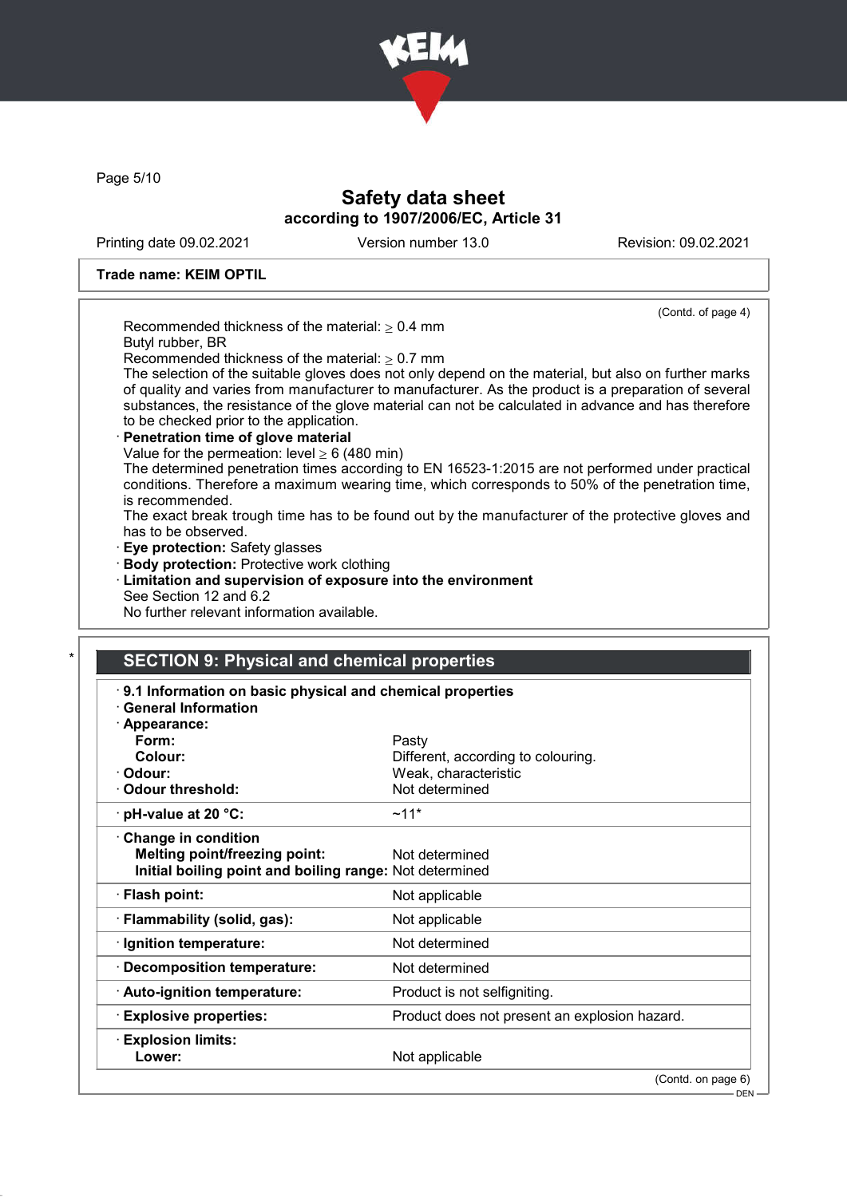**Trade name: KEIM OPTIL**

(Contd. of page 4)

Recommended thickness of the material: ≥ 0.4 mm
Butyl rubber, BR
Recommended thickness of the material: ≥ 0.7 mm
The selection of the suitable gloves does not only depend on the material, but also on further marks of quality and varies from manufacturer to manufacturer. As the product is a preparation of several substances, the resistance of the glove material can not be calculated in advance and has therefore to be checked prior to the application.

· **Penetration time of glove material**
Value for the permeation: level ≥ 6 (480 min)
The determined penetration times according to EN 16523-1:2015 are not performed under practical conditions. Therefore a maximum wearing time, which corresponds to 50% of the penetration time, is recommended.
The exact break trough time has to be found out by the manufacturer of the protective gloves and has to be observed.

· **Eye protection:** Safety glasses
· **Body protection:** Protective work clothing
· **Limitation and supervision of exposure into the environment**
See Section 12 and 6.2
No further relevant information available.

\*

## SECTION 9: Physical and chemical properties

· **9.1 Information on basic physical and chemical properties**
· **General Information**
· **Appearance:**

| | |
|---|---|
| **Form:** | Pasty |
| **Colour:** | Different, according to colouring. |
| · **Odour:** | Weak, characteristic |
| · **Odour threshold:** | Not determined |
| · **pH-value at 20 °C:** | ~11* |
| · **Change in condition** | |
| **Melting point/freezing point:** | Not determined |
| **Initial boiling point and boiling range:** | Not determined |
| · **Flash point:** | Not applicable |
| · **Flammability (solid, gas):** | Not applicable |
| · **Ignition temperature:** | Not determined |
| · **Decomposition temperature:** | Not determined |
| · **Auto-ignition temperature:** | Product is not selfigniting. |
| · **Explosive properties:** | Product does not present an explosion hazard. |
| · **Explosion limits:** | |
| **Lower:** | Not applicable |

(Contd. on page 6)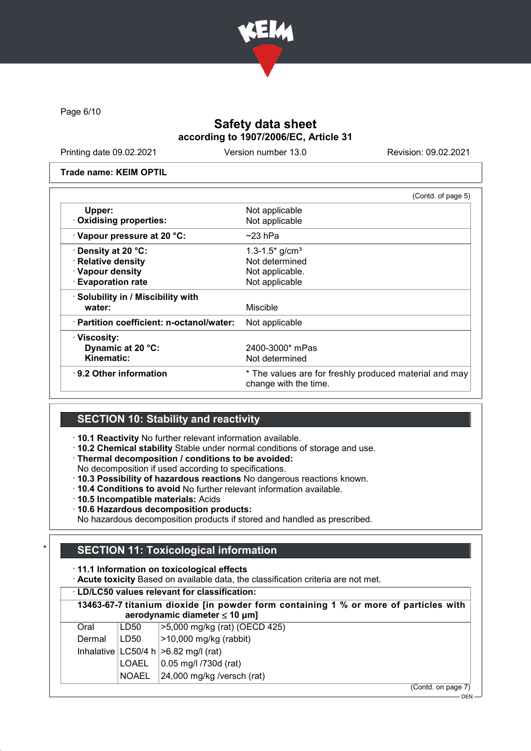Trade name: KEIM OPTIL

(Contd. of page 5)

| | |
|---|---|
| **Upper:** | Not applicable |
| · **Oxidising properties:** | Not applicable |
| · **Vapour pressure at 20 °C:** | ~23 hPa |
| · **Density at 20 °C:** | 1.3-1.5* g/cm³ |
| · **Relative density** | Not determined |
| · **Vapour density** | Not applicable. |
| · **Evaporation rate** | Not applicable |
| · **Solubility in / Miscibility with water:** | Miscible |
| · **Partition coefficient: n-octanol/water:** | Not applicable |
| · **Viscosity:** | |
| **Dynamic at 20 °C:** | 2400-3000* mPas |
| **Kinematic:** | Not determined |
| · **9.2 Other information** | * The values are for freshly produced material and may change with the time. |

## SECTION 10: Stability and reactivity

· **10.1 Reactivity** No further relevant information available.
· **10.2 Chemical stability** Stable under normal conditions of storage and use.
· **Thermal decomposition / conditions to be avoided:**
No decomposition if used according to specifications.
· **10.3 Possibility of hazardous reactions** No dangerous reactions known.
· **10.4 Conditions to avoid** No further relevant information available.
· **10.5 Incompatible materials:** Acids
· **10.6 Hazardous decomposition products:**
No hazardous decomposition products if stored and handled as prescribed.

## * SECTION 11: Toxicological information

· **11.1 Information on toxicological effects**
· **Acute toxicity** Based on available data, the classification criteria are not met.

· **LD/LC50 values relevant for classification:**

| 13463-67-7 titanium dioxide [in powder form containing 1 % or more of particles with aerodynamic diameter ≤ 10 μm] | | |
|---|---|---|
| Oral | LD50 | >5,000 mg/kg (rat) (OECD 425) |
| Dermal | LD50 | >10,000 mg/kg (rabbit) |
| Inhalative | LC50/4 h | >6.82 mg/l (rat) |
| | LOAEL | 0.05 mg/l /730d (rat) |
| | NOAEL | 24,000 mg/kg /versch (rat) |

(Contd. on page 7)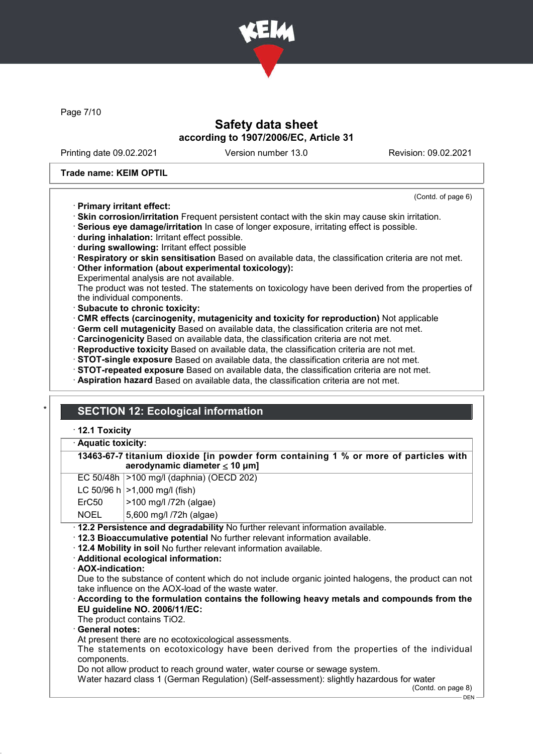Trade name: KEIM OPTIL

(Contd. of page 6)

· **Primary irritant effect:**
· **Skin corrosion/irritation** Frequent persistent contact with the skin may cause skin irritation.
· **Serious eye damage/irritation** In case of longer exposure, irritating effect is possible.
· **during inhalation:** Irritant effect possible.
· **during swallowing:** Irritant effect possible
· **Respiratory or skin sensitisation** Based on available data, the classification criteria are not met.
· **Other information (about experimental toxicology):**
Experimental analysis are not available.
The product was not tested. The statements on toxicology have been derived from the properties of the individual components.
· **Subacute to chronic toxicity:**
· **CMR effects (carcinogenity, mutagenicity and toxicity for reproduction)** Not applicable
· **Germ cell mutagenicity** Based on available data, the classification criteria are not met.
· **Carcinogenicity** Based on available data, the classification criteria are not met.
· **Reproductive toxicity** Based on available data, the classification criteria are not met.
· **STOT-single exposure** Based on available data, the classification criteria are not met.
· **STOT-repeated exposure** Based on available data, the classification criteria are not met.
· **Aspiration hazard** Based on available data, the classification criteria are not met.

## SECTION 12: Ecological information

· **12.1 Toxicity**

· **Aquatic toxicity:**

| **13463-67-7 titanium dioxide [in powder form containing 1 % or more of particles with aerodynamic diameter ≤ 10 μm]** | |
|---|---|
| EC 50/48h | >100 mg/l (daphnia) (OECD 202) |
| LC 50/96 h | >1,000 mg/l (fish) |
| ErC50 | >100 mg/l /72h (algae) |
| NOEL | 5,600 mg/l /72h (algae) |

· **12.2 Persistence and degradability** No further relevant information available.
· **12.3 Bioaccumulative potential** No further relevant information available.
· **12.4 Mobility in soil** No further relevant information available.
· **Additional ecological information:**
· **AOX-indication:**
Due to the substance of content which do not include organic jointed halogens, the product can not take influence on the AOX-load of the waste water.
· **According to the formulation contains the following heavy metals and compounds from the EU guideline NO. 2006/11/EC:**
The product contains $TiO_2$.
· **General notes:**
At present there are no ecotoxicological assessments.
The statements on ecotoxicology have been derived from the properties of the individual components.
Do not allow product to reach ground water, water course or sewage system.
Water hazard class 1 (German Regulation) (Self-assessment): slightly hazardous for water

(Contd. on page 8)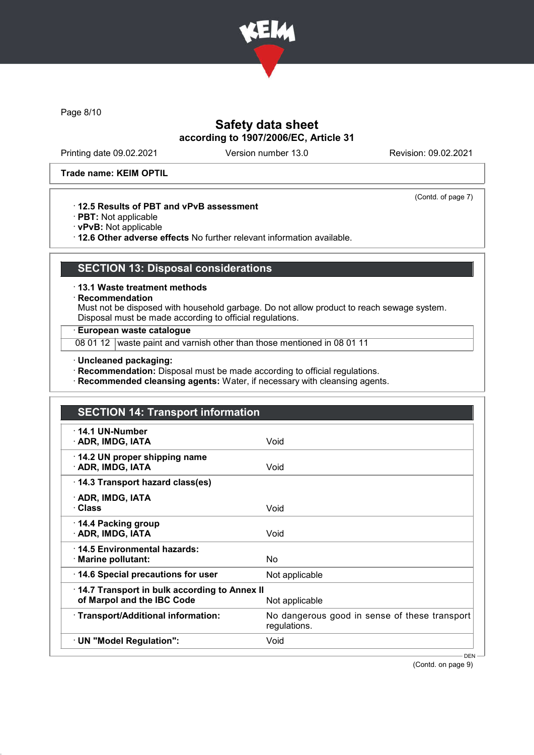Trade name: KEIM OPTIL

(Contd. of page 7)

· **12.5 Results of PBT and vPvB assessment**
· **PBT:** Not applicable
· **vPvB:** Not applicable
· **12.6 Other adverse effects** No further relevant information available.

## SECTION 13: Disposal considerations

· **13.1 Waste treatment methods**
· **Recommendation**
Must not be disposed with household garbage. Do not allow product to reach sewage system.
Disposal must be made according to official regulations.

| · **European waste catalogue** | |
|---|---|
| 08 01 12 | waste paint and varnish other than those mentioned in 08 01 11 |

· **Uncleaned packaging:**
· **Recommendation:** Disposal must be made according to official regulations.
· **Recommended cleansing agents:** Water, if necessary with cleansing agents.

## SECTION 14: Transport information

| | |
|---|---|
| · **14.1 UN-Number**<br>· **ADR, IMDG, IATA** | Void |
| · **14.2 UN proper shipping name**<br>· **ADR, IMDG, IATA** | Void |
| · **14.3 Transport hazard class(es)**<br>· **ADR, IMDG, IATA**<br>· **Class** | Void |
| · **14.4 Packing group**<br>· **ADR, IMDG, IATA** | Void |
| · **14.5 Environmental hazards:**<br>· **Marine pollutant:** | No |
| · **14.6 Special precautions for user** | Not applicable |
| · **14.7 Transport in bulk according to Annex II of Marpol and the IBC Code** | Not applicable |
| · **Transport/Additional information:** | No dangerous good in sense of these transport regulations. |
| · **UN "Model Regulation":** | Void |

(Contd. on page 9)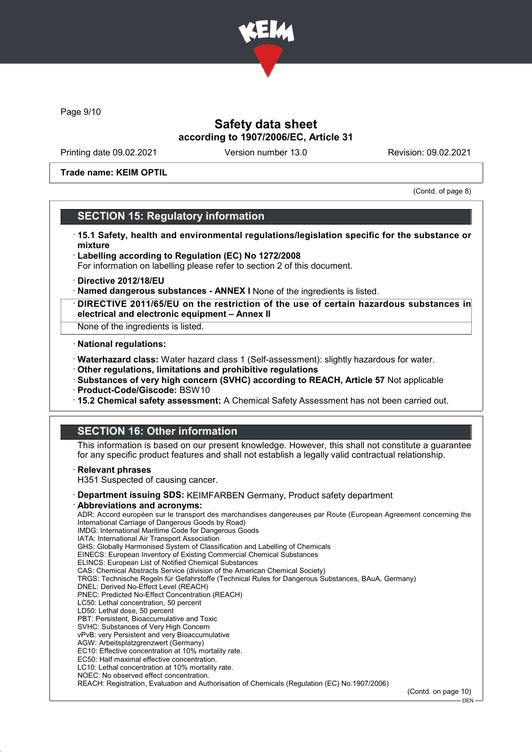Trade name: KEIM OPTIL

(Contd. of page 8)

## SECTION 15: Regulatory information

· **15.1 Safety, health and environmental regulations/legislation specific for the substance or mixture**
· **Labelling according to Regulation (EC) No 1272/2008**
For information on labelling please refer to section 2 of this document.
· **Directive 2012/18/EU**
· **Named dangerous substances - ANNEX I** None of the ingredients is listed.
· **DIRECTIVE 2011/65/EU on the restriction of the use of certain hazardous substances in electrical and electronic equipment – Annex II**
None of the ingredients is listed.
· **National regulations:**
· **Waterhazard class:** Water hazard class 1 (Self-assessment): slightly hazardous for water.
· **Other regulations, limitations and prohibitive regulations**
· **Substances of very high concern (SVHC) according to REACH, Article 57** Not applicable
· **Product-Code/Giscode:** BSW10
· **15.2 Chemical safety assessment:** A Chemical Safety Assessment has not been carried out.

## SECTION 16: Other information

This information is based on our present knowledge. However, this shall not constitute a guarantee for any specific product features and shall not establish a legally valid contractual relationship.

· **Relevant phrases**
H351 Suspected of causing cancer.
· **Department issuing SDS:** KEIMFARBEN Germany, Product safety department
· **Abbreviations and acronyms:**
ADR: Accord européen sur le transport des marchandises dangereuses par Route (European Agreement concerning the International Carriage of Dangerous Goods by Road)
IMDG: International Maritime Code for Dangerous Goods
IATA: International Air Transport Association
GHS: Globally Harmonised System of Classification and Labelling of Chemicals
EINECS: European Inventory of Existing Commercial Chemical Substances
ELINCS: European List of Notified Chemical Substances
CAS: Chemical Abstracts Service (division of the American Chemical Society)
TRGS: Technische Regeln für Gefahrstoffe (Technical Rules for Dangerous Substances, BAuA, Germany)
DNEL: Derived No-Effect Level (REACH)
PNEC: Predicted No-Effect Concentration (REACH)
LC50: Lethal concentration, 50 percent
LD50: Lethal dose, 50 percent
PBT: Persistent, Bioaccumulative and Toxic
SVHC: Substances of Very High Concern
vPvB: very Persistent and very Bioaccumulative
AGW: Arbeitsplatzgrenzwert (Germany)
EC10: Effective concentration at 10% mortality rate.
EC50: Half maximal effective concentration.
LC10: Lethal concentration at 10% mortality rate.
NOEC: No observed effect concentration.
REACH: Registration, Evaluation and Authorisation of Chemicals (Regulation (EC) No.1907/2006)

(Contd. on page 10)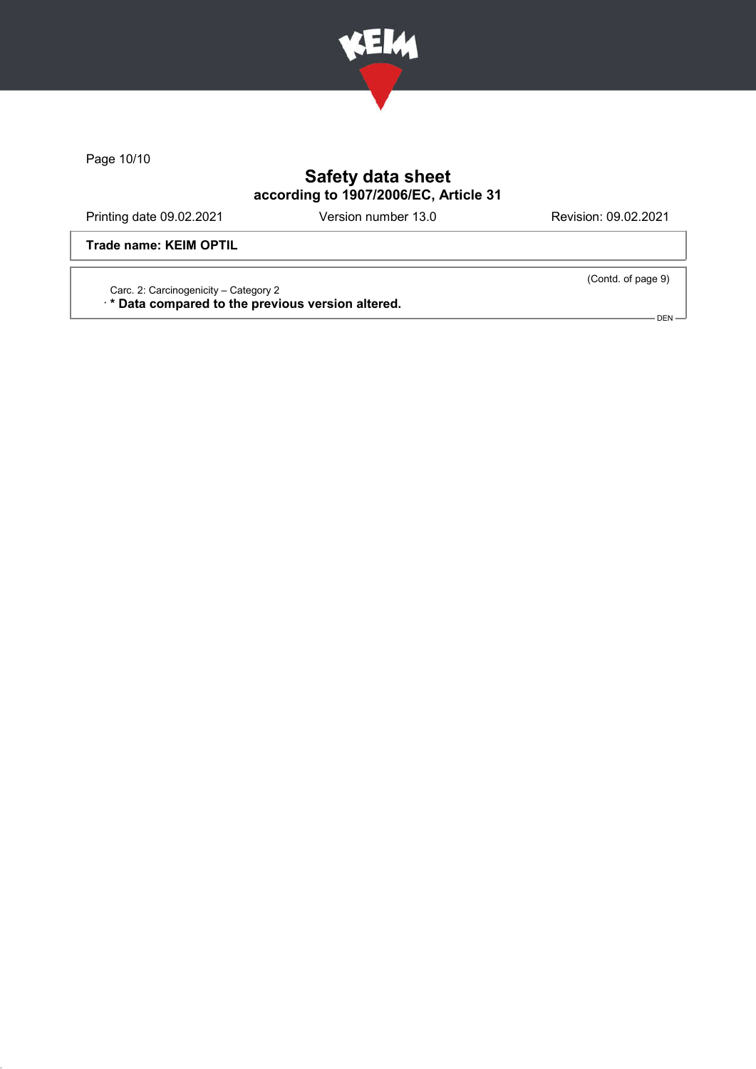Carc. 2: Carcinogenicity – Category 2

· * **Data compared to the previous version altered.**